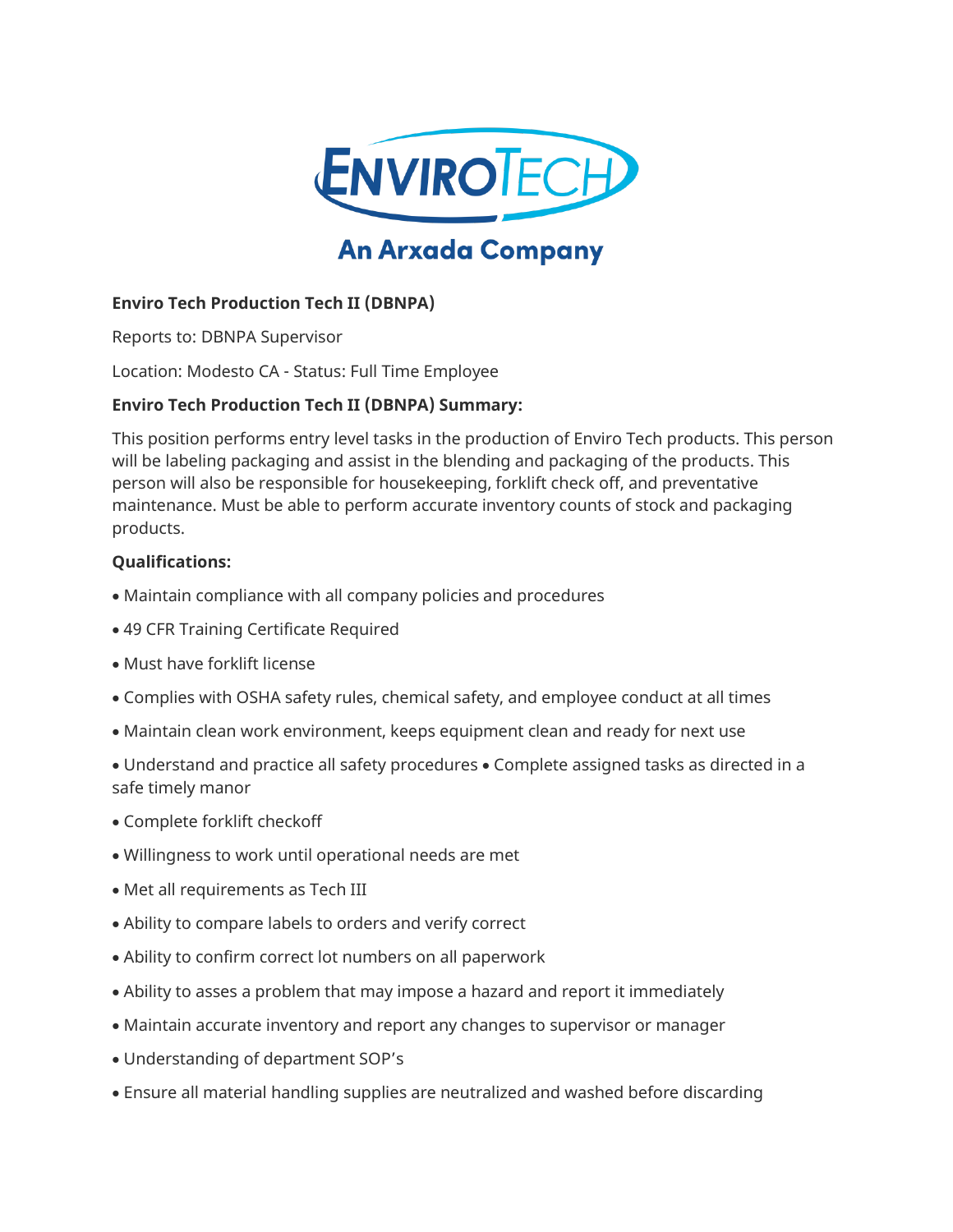ENVIROTECH

An Arxada Company

**Enviro Tech Production Tech II (DBNPA)**

Reports to: DBNPA Supervisor

Location: Modesto CA - Status: Full Time Employee

**Enviro Tech Production Tech II (DBNPA) Summary:**

This position performs entry level tasks in the production of Enviro Tech products. This person will be labeling packaging and assist in the blending and packaging of the products. This person will also be responsible for housekeeping, forklift check off, and preventative maintenance. Must be able to perform accurate inventory counts of stock and packaging products.

**Qualifications:**

- Maintain compliance with all company policies and procedures
- 49 CFR Training Certificate Required
- Must have forklift license
- Complies with OSHA safety rules, chemical safety, and employee conduct at all times
- Maintain clean work environment, keeps equipment clean and ready for next use
- Understand and practice all safety procedures • Complete assigned tasks as directed in a safe timely manor
- Complete forklift checkoff
- Willingness to work until operational needs are met
- Met all requirements as Tech III
- Ability to compare labels to orders and verify correct
- Ability to confirm correct lot numbers on all paperwork
- Ability to asses a problem that may impose a hazard and report it immediately
- Maintain accurate inventory and report any changes to supervisor or manager
- Understanding of department SOP's
- Ensure all material handling supplies are neutralized and washed before discarding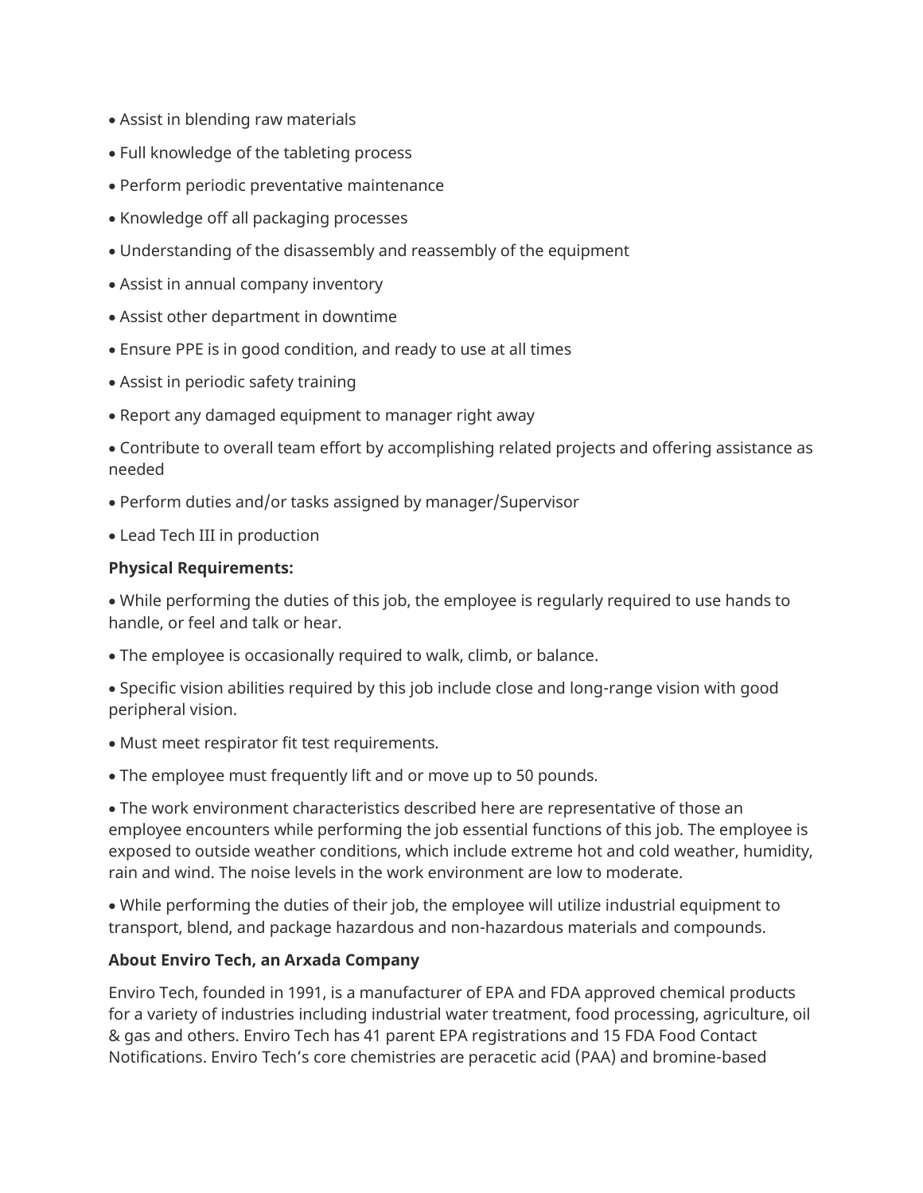- Assist in blending raw materials
- Full knowledge of the tableting process
- Perform periodic preventative maintenance
- Knowledge off all packaging processes
- Understanding of the disassembly and reassembly of the equipment
- Assist in annual company inventory
- Assist other department in downtime
- Ensure PPE is in good condition, and ready to use at all times
- Assist in periodic safety training
- Report any damaged equipment to manager right away
- Contribute to overall team effort by accomplishing related projects and offering assistance as needed
- Perform duties and/or tasks assigned by manager/Supervisor
- Lead Tech III in production

**Physical Requirements:**

- While performing the duties of this job, the employee is regularly required to use hands to handle, or feel and talk or hear.
- The employee is occasionally required to walk, climb, or balance.
- Specific vision abilities required by this job include close and long-range vision with good peripheral vision.
- Must meet respirator fit test requirements.
- The employee must frequently lift and or move up to 50 pounds.
- The work environment characteristics described here are representative of those an employee encounters while performing the job essential functions of this job. The employee is exposed to outside weather conditions, which include extreme hot and cold weather, humidity, rain and wind. The noise levels in the work environment are low to moderate.
- While performing the duties of their job, the employee will utilize industrial equipment to transport, blend, and package hazardous and non-hazardous materials and compounds.

**About Enviro Tech, an Arxada Company**

Enviro Tech, founded in 1991, is a manufacturer of EPA and FDA approved chemical products for a variety of industries including industrial water treatment, food processing, agriculture, oil & gas and others. Enviro Tech has 41 parent EPA registrations and 15 FDA Food Contact Notifications. Enviro Tech's core chemistries are peracetic acid (PAA) and bromine-based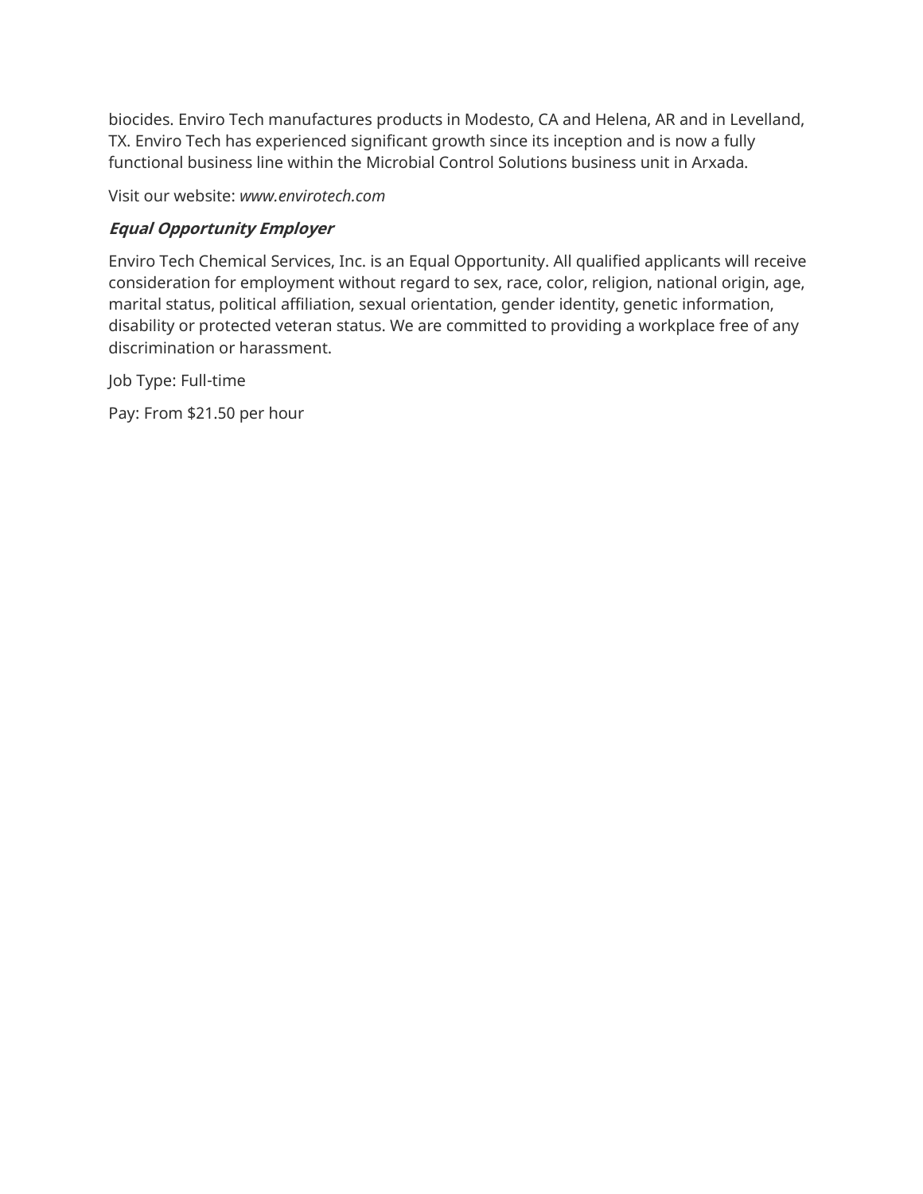biocides. Enviro Tech manufactures products in Modesto, CA and Helena, AR and in Levelland, TX. Enviro Tech has experienced significant growth since its inception and is now a fully functional business line within the Microbial Control Solutions business unit in Arxada.

Visit our website: *www.envirotech.com*

***Equal Opportunity Employer***

Enviro Tech Chemical Services, Inc. is an Equal Opportunity. All qualified applicants will receive consideration for employment without regard to sex, race, color, religion, national origin, age, marital status, political affiliation, sexual orientation, gender identity, genetic information, disability or protected veteran status. We are committed to providing a workplace free of any discrimination or harassment.

Job Type: Full-time

Pay: From $21.50 per hour